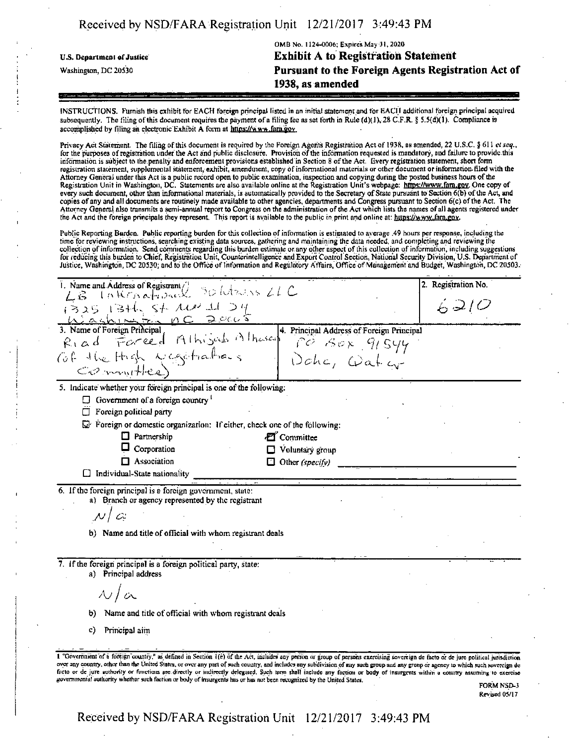U.S. Department of Justice
Washington, DC 20530

OMB No. 1124-0006; Expires May 31, 2020

# Exhibit A to Registration Statement
# Pursuant to the Foreign Agents Registration Act of 1938, as amended

INSTRUCTIONS. Furnish this exhibit for EACH foreign principal listed in an initial statement and for EACH additional foreign principal acquired subsequently. The filing of this document requires the payment of a filing fee as set forth in Rule (d)(1), 28 C.F.R. § 5.5(d)(1). Compliance is accomplished by filing an electronic Exhibit A form at https://www.fara.gov.

Privacy Act Statement. The filing of this document is required by the Foreign Agents Registration Act of 1938, as amended, 22 U.S.C. § 611 *et seq.*, for the purposes of registration under the Act and public disclosure. Provision of the information requested is mandatory, and failure to provide this information is subject to the penalty and enforcement provisions established in Section 8 of the Act. Every registration statement, short form registration statement, supplemental statement, exhibit, amendment, copy of informational materials or other document or information filed with the Attorney General under this Act is a public record open to public examination, inspection and copying during the posted business hours of the Registration Unit in Washington, DC. Statements are also available online at the Registration Unit's webpage: https://www.fara.gov. One copy of every such document, other than informational materials, is automatically provided to the Secretary of State pursuant to Section 6(b) of the Act, and copies of any and all documents are routinely made available to other agencies, departments and Congress pursuant to Section 6(c) of the Act. The Attorney General also transmits a semi-annual report to Congress on the administration of the Act which lists the names of all agents registered under the Act and the foreign principals they represent. This report is available to the public in print and online at: https://www.fara.gov.

Public Reporting Burden. Public reporting burden for this collection of information is estimated to average .49 hours per response, including the time for reviewing instructions, searching existing data sources, gathering and maintaining the data needed, and completing and reviewing the collection of information. Send comments regarding this burden estimate or any other aspect of this collection of information, including suggestions for reducing this burden to Chief, Registration Unit, Counterintelligence and Export Control Section, National Security Division, U.S. Department of Justice, Washington, DC 20530; and to the Office of Information and Regulatory Affairs, Office of Management and Budget, Washington, DC 20503.

| 1. Name and Address of Registrant | 2. Registration No. |
| --- | --- |
| LB International Solutions LLC<br>1325 13th St NW # 24<br>Washington DC 20005 | 6210 |

| 3. Name of Foreign Principal | 4. Principal Address of Foreign Principal |
| --- | --- |
| Riad Fareed Alhijab Alhasan (of the High Negotiations Committee) | PO Box 91544<br>Doha, Qatar |

5. Indicate whether your foreign principal is one of the following:

- ☐ Government of a foreign country[1]
- ☐ Foreign political party
- ☒ Foreign or domestic organization: If either, check one of the following:
  - ☐ Partnership
  - ☐ Corporation
  - ☐ Association
  - ☒ Committee
  - ☐ Voluntary group
  - ☐ Other *(specify)*
- ☐ Individual-State nationality

6. If the foreign principal is a foreign government, state:
   a) Branch or agency represented by the registrant

   N/a

   b) Name and title of official with whom registrant deals

7. If the foreign principal is a foreign political party, state:
   a) Principal address

   N/a

   b) Name and title of official with whom registrant deals

   c) Principal aim

1 "Government of a foreign country," as defined in Section 1(e) of the Act, includes any person or group of persons exercising sovereign de facto or de jure political jurisdiction over any country, other than the United States, or over any part of such country, and includes any subdivision of any such group and any group or agency to which such sovereign de facto or de jure authority or functions are directly or indirectly delegated. Such term shall include any faction or body of insurgents within a country assuming to exercise governmental authority whether such faction or body of insurgents has or has not been recognized by the United States.

FORM NSD-3
Revised 05/17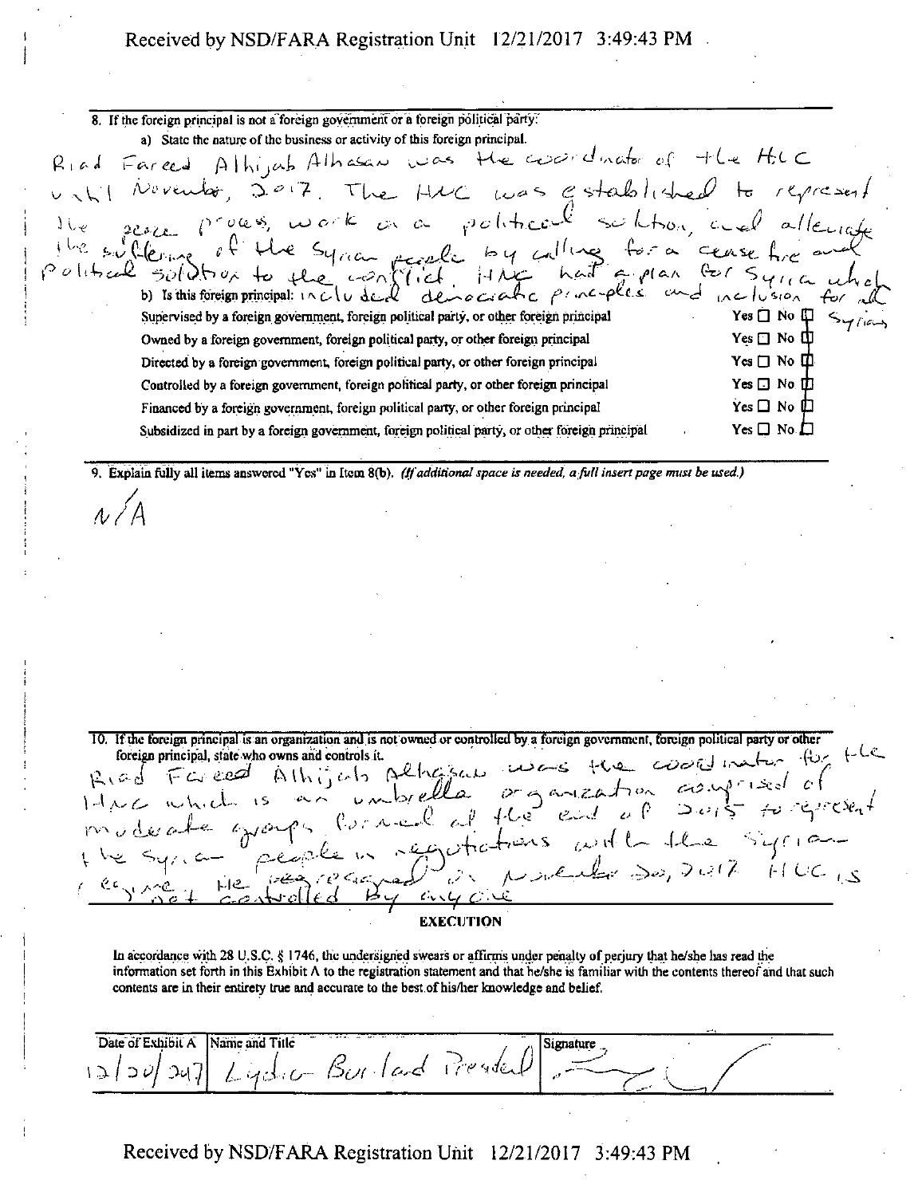8. If the foreign principal is not a foreign government or a foreign political party:

a) State the nature of the business or activity of this foreign principal.

Riad Fareed Alhijab Alhasan was the coordinator of the HLC until November, 2017. The HNC was established to represent the peace process, work on a political solution, and alleviate the suffering of the Syrian people by calling for a cease fire and political solution to the conflict. HNC had a plan for Syria which included democratic principles and inclusion for all Syrians

b) Is this foreign principal:

| | |
|---|---|
| Supervised by a foreign government, foreign political party, or other foreign principal | Yes ☐ No ☒ |
| Owned by a foreign government, foreign political party, or other foreign principal | Yes ☐ No ☒ |
| Directed by a foreign government, foreign political party, or other foreign principal | Yes ☐ No ☒ |
| Controlled by a foreign government, foreign political party, or other foreign principal | Yes ☐ No ☒ |
| Financed by a foreign government, foreign political party, or other foreign principal | Yes ☐ No ☒ |
| Subsidized in part by a foreign government, foreign political party, or other foreign principal | Yes ☐ No ☒ |

9. Explain fully all items answered "Yes" in Item 8(b). *(If additional space is needed, a full insert page must be used.)*

N/A

10. If the foreign principal is an organization and is not owned or controlled by a foreign government, foreign political party or other foreign principal, state who owns and controls it.

Riad Fareed Alhijab Alhasan was the coordinator for the HNC which is an umbrella organization comprised of moderate groups formed at the end of 2015 to represent the Syrian people in negotiations with the Syrian regime. He resigned in November 20, 2017. HNC is not controlled by anyone

## EXECUTION

In accordance with 28 U.S.C. § 1746, the undersigned swears or affirms under penalty of perjury that he/she has read the information set forth in this Exhibit A to the registration statement and that he/she is familiar with the contents thereof and that such contents are in their entirety true and accurate to the best of his/her knowledge and belief.

| Date of Exhibit A | Name and Title | Signature |
|---|---|---|
| 12/20/2017 | Lydia Borland President | [signature] |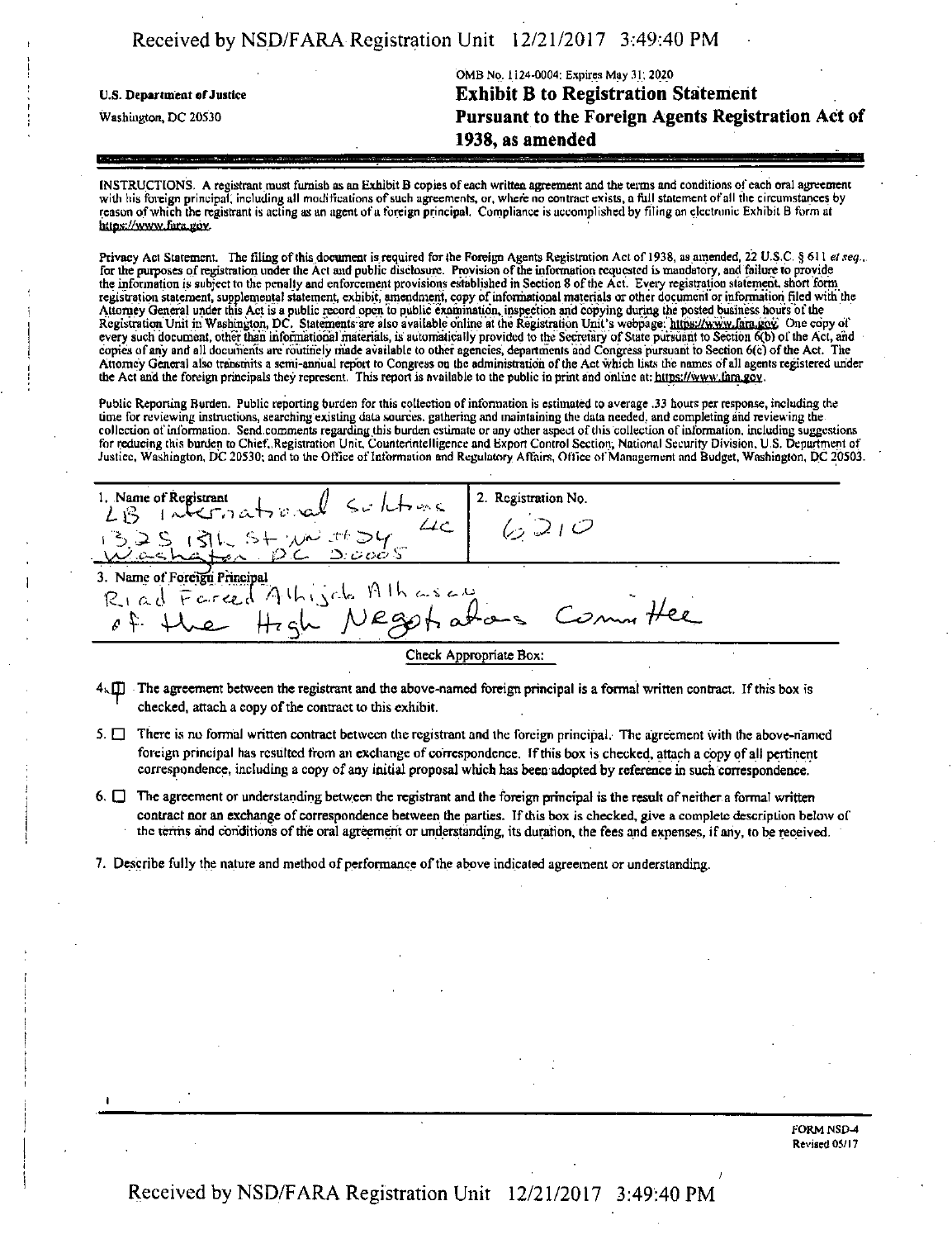OMB No. 1124-0004; Expires May 31, 2020

U.S. Department of Justice

Washington, DC 20530

# Exhibit B to Registration Statement
# Pursuant to the Foreign Agents Registration Act of 1938, as amended

INSTRUCTIONS. A registrant must furnish as an Exhibit B copies of each written agreement and the terms and conditions of each oral agreement with his foreign principal, including all modifications of such agreements, or, where no contract exists, a full statement of all the circumstances by reason of which the registrant is acting as an agent of a foreign principal. Compliance is accomplished by filing an electronic Exhibit B form at https://www.fara.gov.

Privacy Act Statement. The filing of this document is required for the Foreign Agents Registration Act of 1938, as amended, 22 U.S.C. § 611 *et seq.*, for the purposes of registration under the Act and public disclosure. Provision of the information requested is mandatory, and failure to provide the information is subject to the penalty and enforcement provisions established in Section 8 of the Act. Every registration statement, short form registration statement, supplemental statement, exhibit, amendment, copy of informational materials or other document or information filed with the Attorney General under this Act is a public record open to public examination, inspection and copying during the posted business hours of the Registration Unit in Washington, DC. Statements are also available online at the Registration Unit's webpage: https://www.fara.gov. One copy of every such document, other than informational materials, is automatically provided to the Secretary of State pursuant to Section 6(b) of the Act, and copies of any and all documents are routinely made available to other agencies, departments and Congress pursuant to Section 6(c) of the Act. The Attorney General also transmits a semi-annual report to Congress on the administration of the Act which lists the names of all agents registered under the Act and the foreign principals they represent. This report is available to the public in print and online at: https://www.fara.gov.

Public Reporting Burden. Public reporting burden for this collection of information is estimated to average .33 hours per response, including the time for reviewing instructions, searching existing data sources, gathering and maintaining the data needed, and completing and reviewing the collection of information. Send comments regarding this burden estimate or any other aspect of this collection of information, including suggestions for reducing this burden to Chief, Registration Unit, Counterintelligence and Export Control Section, National Security Division, U.S. Department of Justice, Washington, DC 20530; and to the Office of Information and Regulatory Affairs, Office of Management and Budget, Washington, DC 20503.

| 1. Name of Registrant | 2. Registration No. |
|---|---|
| LB International Solutions LLC<br>1325 18th St NW #204<br>Washington DC 20005 | 6210 |
| 3. Name of Foreign Principal | |
| Riad Fareed Alhijab Alhasan of the High Negotiations Committee | |

Check Appropriate Box:

4. ☒ The agreement between the registrant and the above-named foreign principal is a formal written contract. If this box is checked, attach a copy of the contract to this exhibit.

5. ☐ There is no formal written contract between the registrant and the foreign principal. The agreement with the above-named foreign principal has resulted from an exchange of correspondence. If this box is checked, attach a copy of all pertinent correspondence, including a copy of any initial proposal which has been adopted by reference in such correspondence.

6. ☐ The agreement or understanding between the registrant and the foreign principal is the result of neither a formal written contract nor an exchange of correspondence between the parties. If this box is checked, give a complete description below of the terms and conditions of the oral agreement or understanding, its duration, the fees and expenses, if any, to be received.

7. Describe fully the nature and method of performance of the above indicated agreement or understanding.

FORM NSD-4
Revised 05/17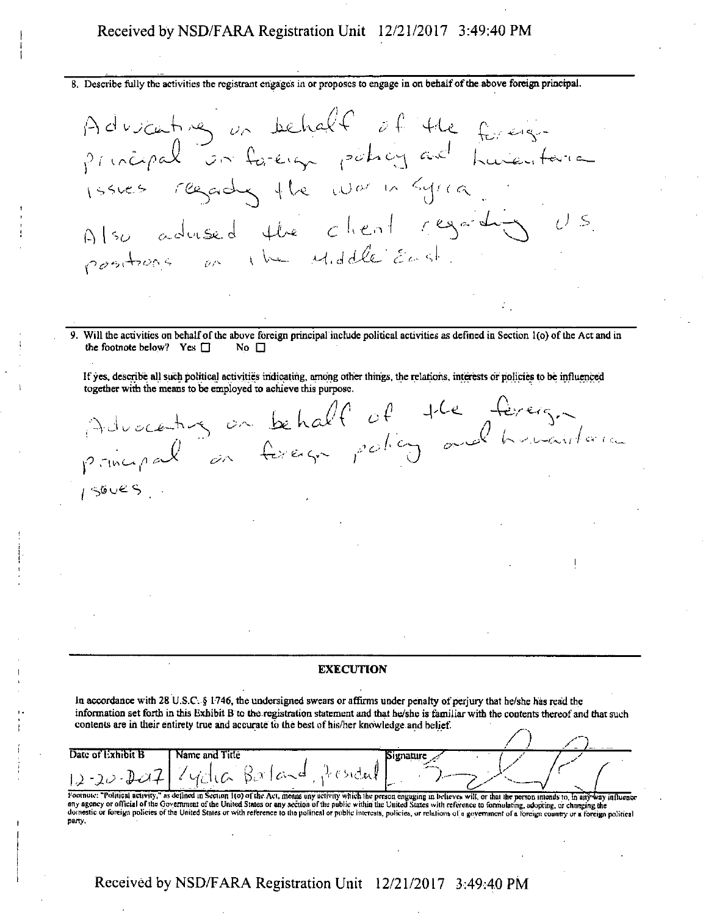8. Describe fully the activities the registrant engages in or proposes to engage in on behalf of the above foreign principal.

Advocating on behalf of the foreign principal on foreign policy and humanitarian issues regarding the War in Syria.
Also advised the client regarding U.S. positions on the Middle East.

9. Will the activities on behalf of the above foreign principal include political activities as defined in Section 1(o) of the Act and in the footnote below? Yes ☐ No ☐

If yes, describe all such political activities indicating, among other things, the relations, interests or policies to be influenced together with the means to be employed to achieve this purpose.

Advocating on behalf of the foreign principal on foreign policy and humanitarian issues.

## EXECUTION

In accordance with 28 U.S.C. § 1746, the undersigned swears or affirms under penalty of perjury that he/she has read the information set forth in this Exhibit B to the registration statement and that he/she is familiar with the contents thereof and that such contents are in their entirety true and accurate to the best of his/her knowledge and belief.

| Date of Exhibit B | Name and Title | Signature |
|---|---|---|
| 12-20-2017 | Lydia Borland, President | [signature] |

Footnote: "Political activity," as defined in Section 1(o) of the Act, means any activity which the person engaging in believes will, or that the person intends to, in any way influence any agency or official of the Government of the United States or any section of the public within the United States with reference to formulating, adopting, or changing the domestic or foreign policies of the United States or with reference to the political or public interests, policies, or relations of a government of a foreign country or a foreign political party.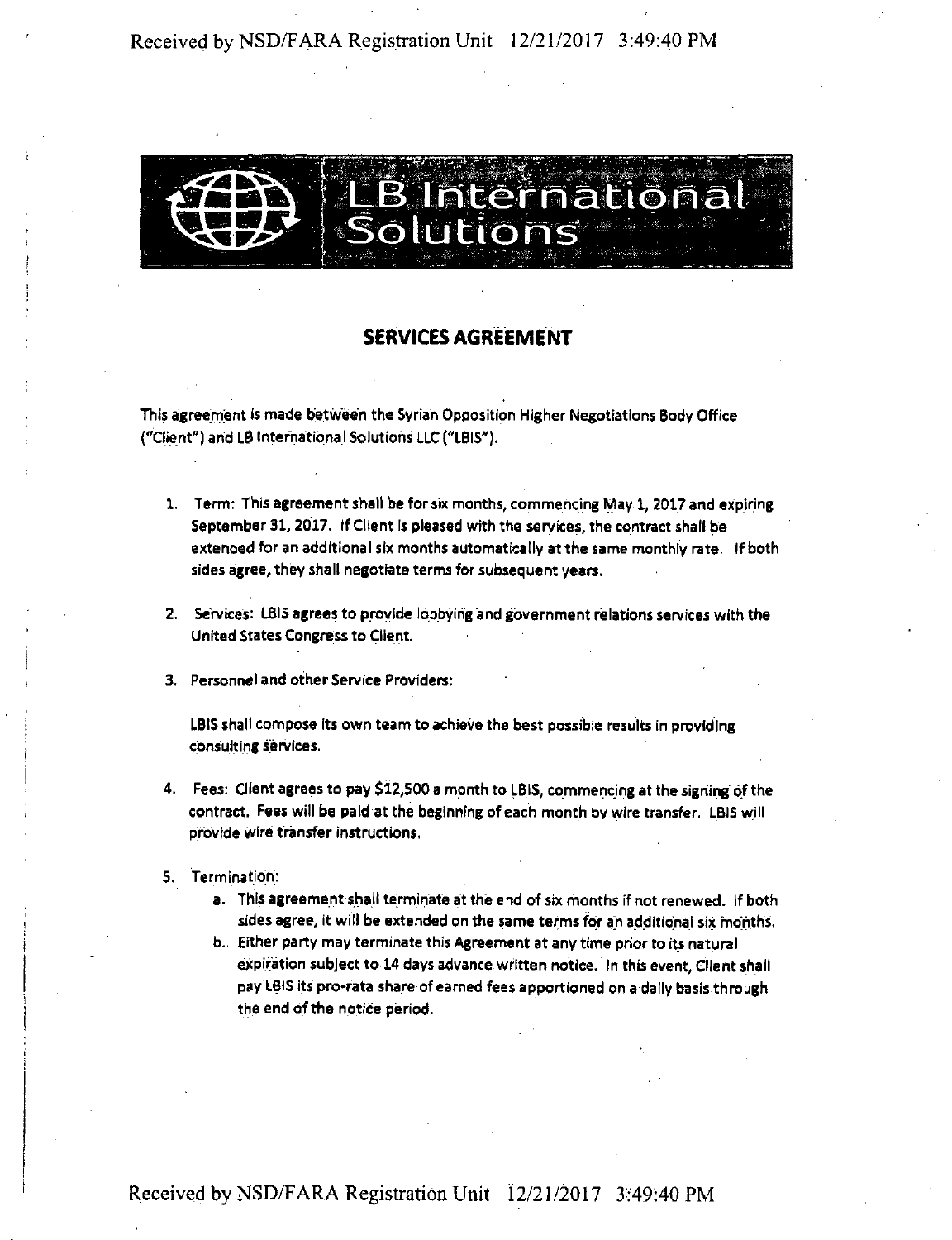LB International Solutions

## SERVICES AGREEMENT

This agreement is made between the Syrian Opposition Higher Negotiations Body Office ("Client") and LB International Solutions LLC ("LBIS").

1. Term: This agreement shall be for six months, commencing May 1, 2017 and expiring September 31, 2017. If Client is pleased with the services, the contract shall be extended for an additional six months automatically at the same monthly rate. If both sides agree, they shall negotiate terms for subsequent years.

2. Services: LBIS agrees to provide lobbying and government relations services with the United States Congress to Client.

3. Personnel and other Service Providers:

   LBIS shall compose its own team to achieve the best possible results in providing consulting services.

4. Fees: Client agrees to pay $12,500 a month to LBIS, commencing at the signing of the contract. Fees will be paid at the beginning of each month by wire transfer. LBIS will provide wire transfer instructions.

5. Termination:
   a. This agreement shall terminate at the end of six months if not renewed. If both sides agree, it will be extended on the same terms for an additional six months.
   b. Either party may terminate this Agreement at any time prior to its natural expiration subject to 14 days advance written notice. In this event, Client shall pay LBIS its pro-rata share of earned fees apportioned on a daily basis through the end of the notice period.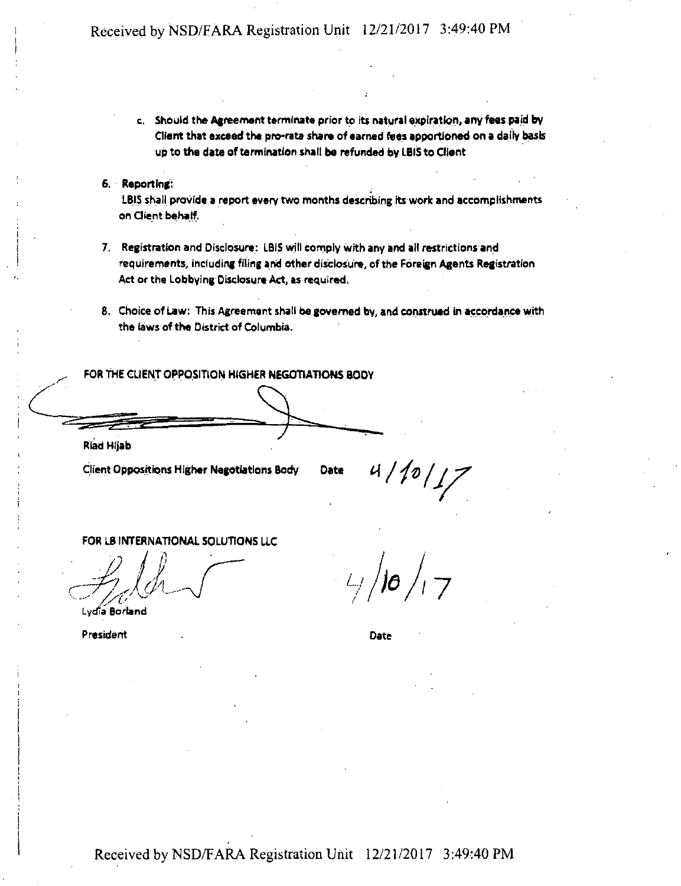c. Should the Agreement terminate prior to its natural expiration, any fees paid by Client that exceed the pro-rata share of earned fees apportioned on a daily basis up to the date of termination shall be refunded by LBIS to Client

6. **Reporting:**
LBIS shall provide a report every two months describing its work and accomplishments on Client behalf.

7. Registration and Disclosure: LBIS will comply with any and all restrictions and requirements, including filing and other disclosure, of the Foreign Agents Registration Act or the Lobbying Disclosure Act, as required.

8. Choice of Law: This Agreement shall be governed by, and construed in accordance with the laws of the District of Columbia.

FOR THE CLIENT OPPOSITION HIGHER NEGOTIATIONS BODY

Riad Hijab

Client Oppositions Higher Negotiations Body    Date    4/10/17

FOR LB INTERNATIONAL SOLUTIONS LLC

Lydia Borland    4/10/17

President    Date